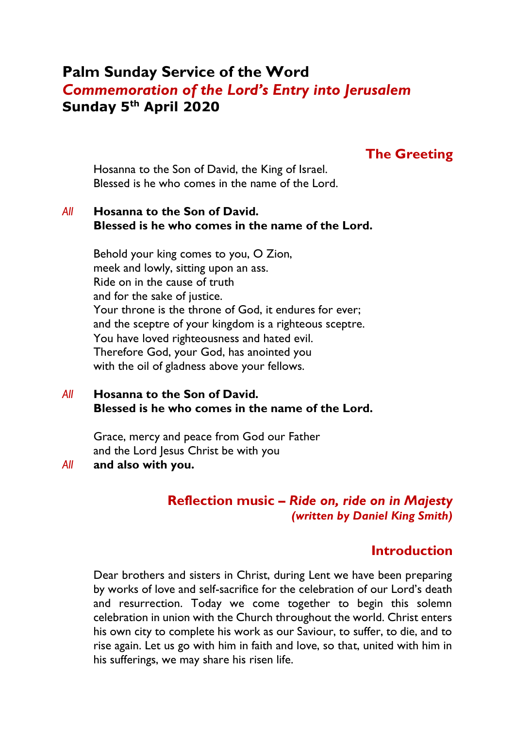# Palm Sunday Service of the Word

## *Commemoration of the Lord's Entry into Jerusalem*

## Sunday 5th April 2020

### The Greeting

Hosanna to the Son of David, the King of Israel.
Blessed is he who comes in the name of the Lord.

*All* **Hosanna to the Son of David.**
**Blessed is he who comes in the name of the Lord.**

Behold your king comes to you, O Zion,
meek and lowly, sitting upon an ass.
Ride on in the cause of truth
and for the sake of justice.
Your throne is the throne of God, it endures for ever;
and the sceptre of your kingdom is a righteous sceptre.
You have loved righteousness and hated evil.
Therefore God, your God, has anointed you
with the oil of gladness above your fellows.

*All* **Hosanna to the Son of David.**
**Blessed is he who comes in the name of the Lord.**

Grace, mercy and peace from God our Father
and the Lord Jesus Christ be with you

*All* **and also with you.**

### Reflection music – *Ride on, ride on in Majesty*

***(written by Daniel King Smith)***

### Introduction

Dear brothers and sisters in Christ, during Lent we have been preparing by works of love and self-sacrifice for the celebration of our Lord's death and resurrection. Today we come together to begin this solemn celebration in union with the Church throughout the world. Christ enters his own city to complete his work as our Saviour, to suffer, to die, and to rise again. Let us go with him in faith and love, so that, united with him in his sufferings, we may share his risen life.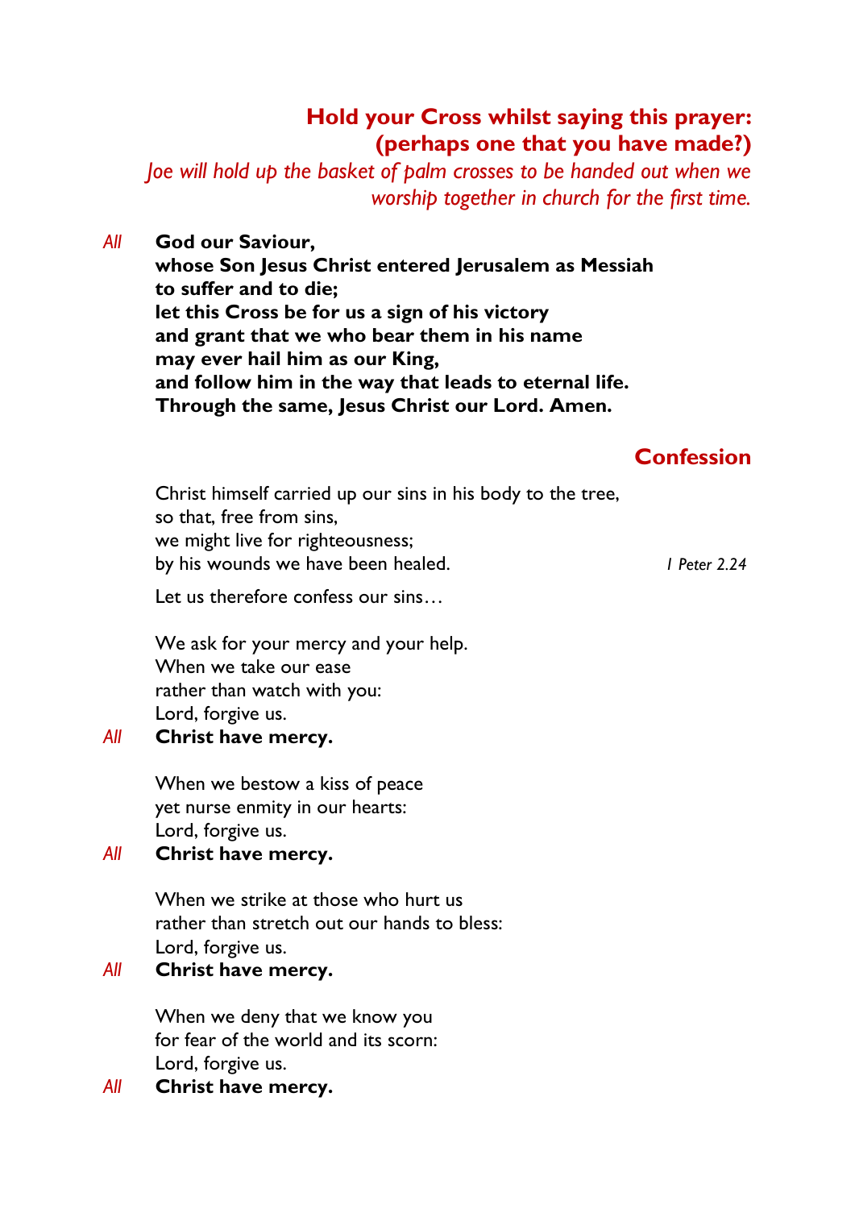**Hold your Cross whilst saying this prayer: (perhaps one that you have made?)**

*Joe will hold up the basket of palm crosses to be handed out when we worship together in church for the first time.*

*All* **God our Saviour,**
**whose Son Jesus Christ entered Jerusalem as Messiah**
**to suffer and to die;**
**let this Cross be for us a sign of his victory**
**and grant that we who bear them in his name**
**may ever hail him as our King,**
**and follow him in the way that leads to eternal life.**
**Through the same, Jesus Christ our Lord. Amen.**

## Confession

Christ himself carried up our sins in his body to the tree,
so that, free from sins,
we might live for righteousness;
by his wounds we have been healed. *1 Peter 2.24*

Let us therefore confess our sins…

We ask for your mercy and your help.
When we take our ease
rather than watch with you:
Lord, forgive us.

*All* **Christ have mercy.**

When we bestow a kiss of peace
yet nurse enmity in our hearts:
Lord, forgive us.

*All* **Christ have mercy.**

When we strike at those who hurt us
rather than stretch out our hands to bless:
Lord, forgive us.

*All* **Christ have mercy.**

When we deny that we know you
for fear of the world and its scorn:
Lord, forgive us.

*All* **Christ have mercy.**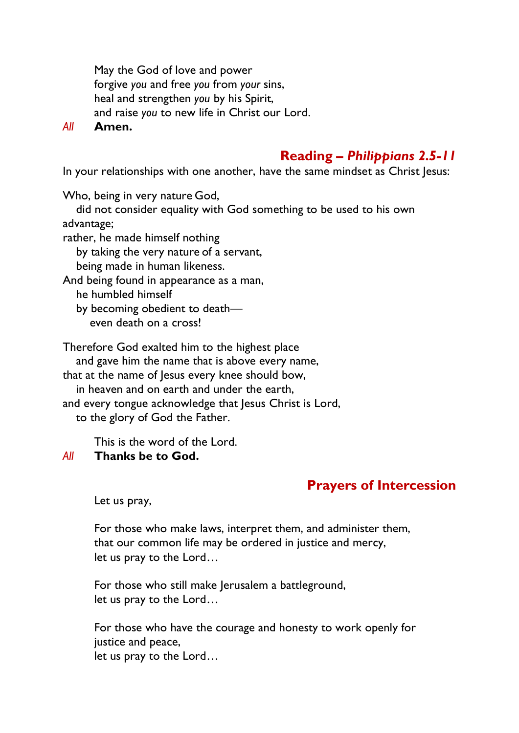May the God of love and power
forgive *you* and free *you* from *your* sins,
heal and strengthen *you* by his Spirit,
and raise *you* to new life in Christ our Lord.

*All* **Amen.**

## Reading – *Philippians 2.5-11*

In your relationships with one another, have the same mindset as Christ Jesus:

Who, being in very nature God,
did not consider equality with God something to be used to his own advantage;
rather, he made himself nothing
by taking the very nature of a servant,
being made in human likeness.
And being found in appearance as a man,
he humbled himself
by becoming obedient to death—
even death on a cross!

Therefore God exalted him to the highest place
and gave him the name that is above every name,
that at the name of Jesus every knee should bow,
in heaven and on earth and under the earth,
and every tongue acknowledge that Jesus Christ is Lord,
to the glory of God the Father.

This is the word of the Lord.

*All* **Thanks be to God.**

## Prayers of Intercession

Let us pray,

For those who make laws, interpret them, and administer them,
that our common life may be ordered in justice and mercy,
let us pray to the Lord…

For those who still make Jerusalem a battleground,
let us pray to the Lord…

For those who have the courage and honesty to work openly for justice and peace,
let us pray to the Lord…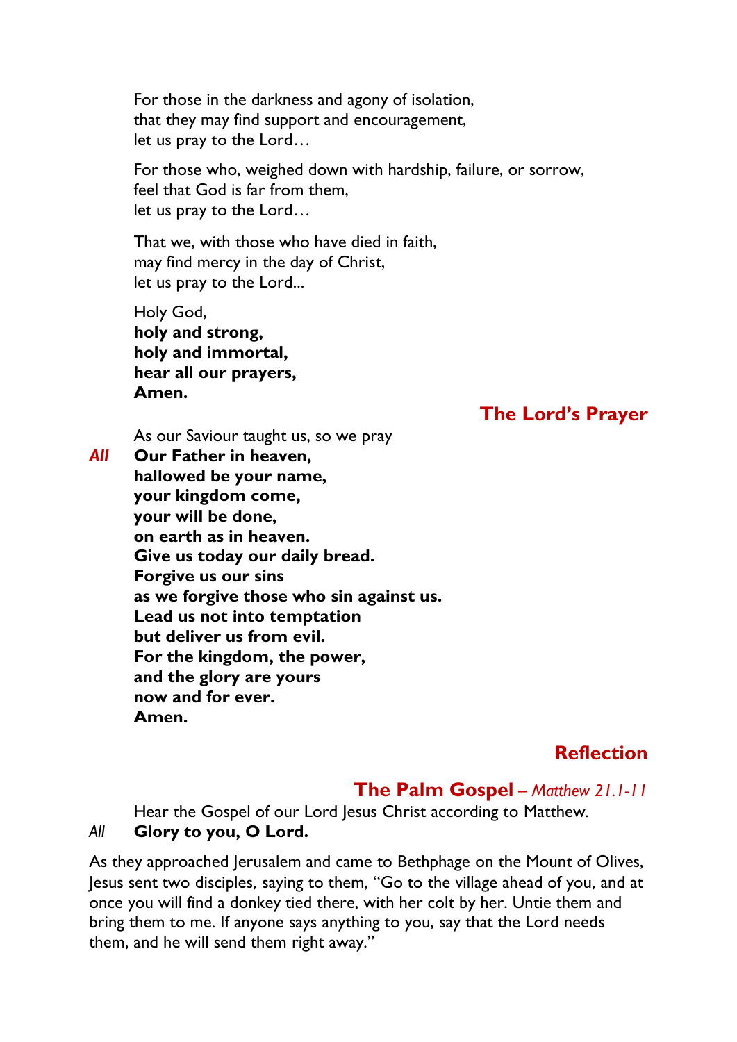For those in the darkness and agony of isolation,
that they may find support and encouragement,
let us pray to the Lord…

For those who, weighed down with hardship, failure, or sorrow,
feel that God is far from them,
let us pray to the Lord…

That we, with those who have died in faith,
may find mercy in the day of Christ,
let us pray to the Lord...

Holy God,
**holy and strong,**
**holy and immortal,**
**hear all our prayers,**
**Amen.**

## The Lord's Prayer

As our Saviour taught us, so we pray

*All* **Our Father in heaven,**
**hallowed be your name,**
**your kingdom come,**
**your will be done,**
**on earth as in heaven.**
**Give us today our daily bread.**
**Forgive us our sins**
**as we forgive those who sin against us.**
**Lead us not into temptation**
**but deliver us from evil.**
**For the kingdom, the power,**
**and the glory are yours**
**now and for ever.**
**Amen.**

## Reflection

### The Palm Gospel – *Matthew 21.1-11*

Hear the Gospel of our Lord Jesus Christ according to Matthew.

*All* **Glory to you, O Lord.**

As they approached Jerusalem and came to Bethphage on the Mount of Olives, Jesus sent two disciples, saying to them, "Go to the village ahead of you, and at once you will find a donkey tied there, with her colt by her. Untie them and bring them to me. If anyone says anything to you, say that the Lord needs them, and he will send them right away."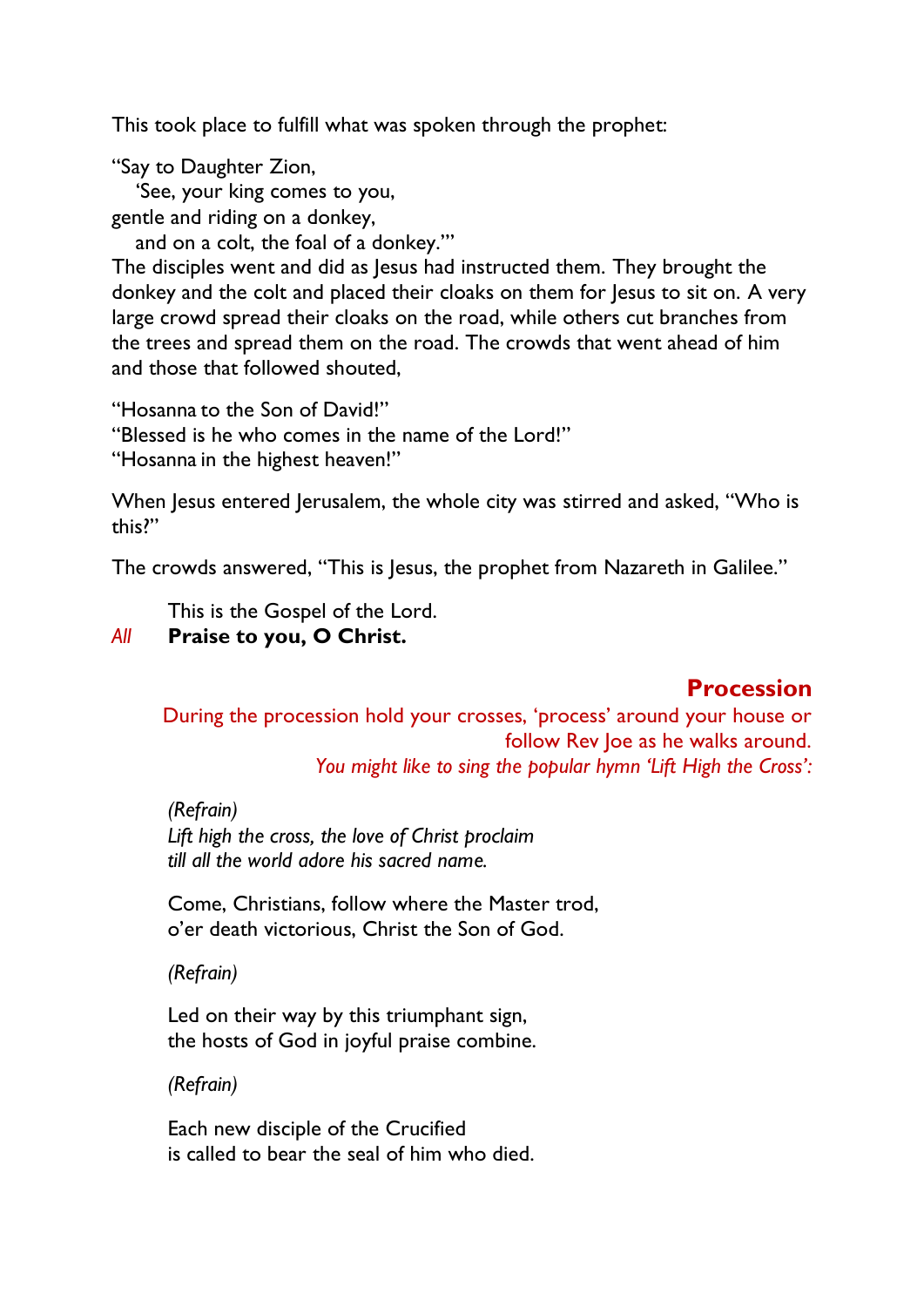This took place to fulfill what was spoken through the prophet:

“Say to Daughter Zion,
 ‘See, your king comes to you,
gentle and riding on a donkey,
 and on a colt, the foal of a donkey.’”

The disciples went and did as Jesus had instructed them. They brought the donkey and the colt and placed their cloaks on them for Jesus to sit on. A very large crowd spread their cloaks on the road, while others cut branches from the trees and spread them on the road. The crowds that went ahead of him and those that followed shouted,

“Hosanna to the Son of David!”
“Blessed is he who comes in the name of the Lord!”
“Hosanna in the highest heaven!”

When Jesus entered Jerusalem, the whole city was stirred and asked, “Who is this?”

The crowds answered, “This is Jesus, the prophet from Nazareth in Galilee.”

This is the Gospel of the Lord.
*All* **Praise to you, O Christ.**

## Procession

During the procession hold your crosses, ‘process’ around your house or follow Rev Joe as he walks around.
*You might like to sing the popular hymn ‘Lift High the Cross’:*

*(Refrain)*
*Lift high the cross, the love of Christ proclaim*
*till all the world adore his sacred name.*

Come, Christians, follow where the Master trod,
o’er death victorious, Christ the Son of God.

*(Refrain)*

Led on their way by this triumphant sign,
the hosts of God in joyful praise combine.

*(Refrain)*

Each new disciple of the Crucified
is called to bear the seal of him who died.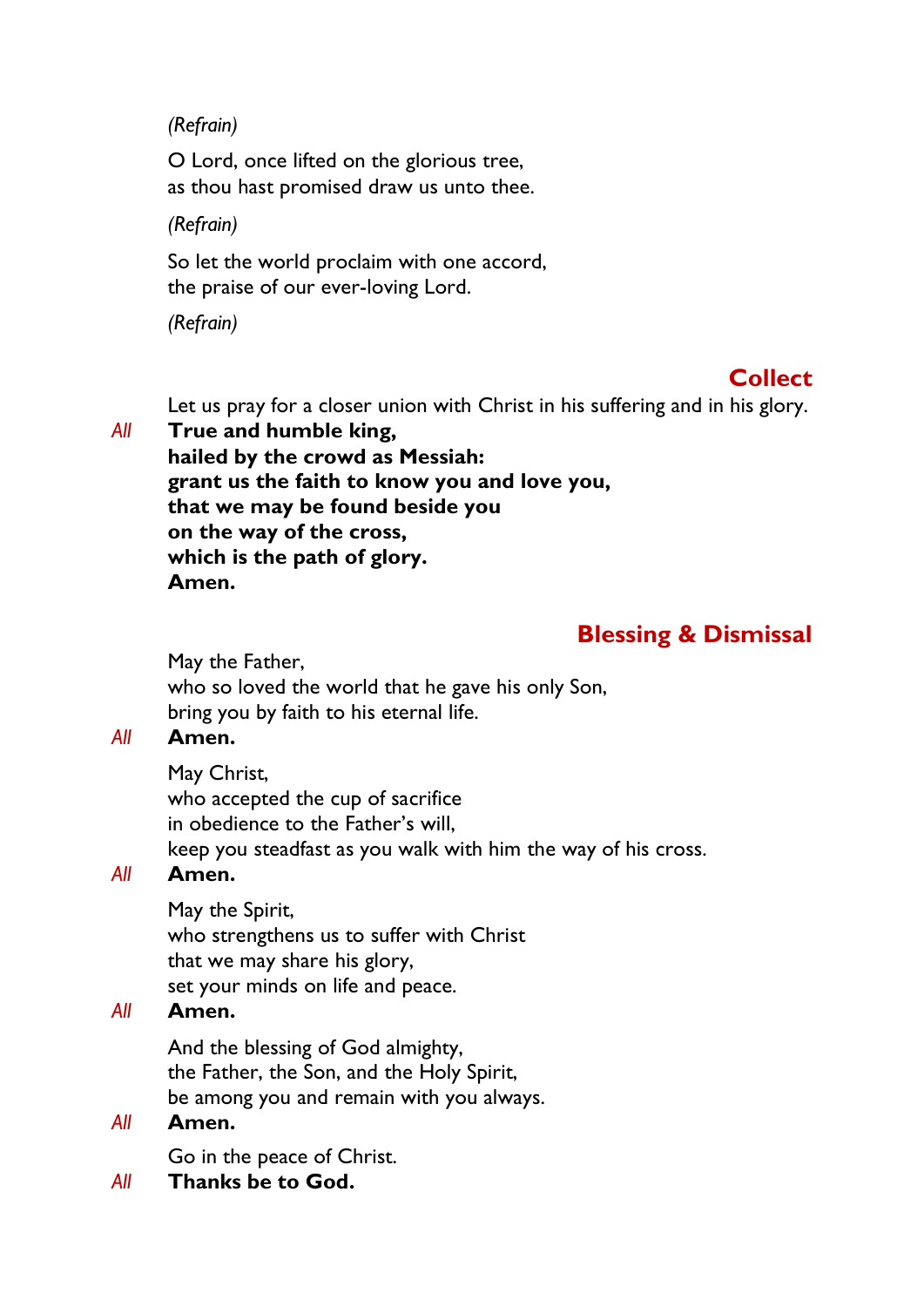*(Refrain)*

O Lord, once lifted on the glorious tree,
as thou hast promised draw us unto thee.

*(Refrain)*

So let the world proclaim with one accord,
the praise of our ever-loving Lord.

*(Refrain)*

## Collect

Let us pray for a closer union with Christ in his suffering and in his glory.

*All* **True and humble king,**
**hailed by the crowd as Messiah:**
**grant us the faith to know you and love you,**
**that we may be found beside you**
**on the way of the cross,**
**which is the path of glory.**
**Amen.**

## Blessing & Dismissal

May the Father,
who so loved the world that he gave his only Son,
bring you by faith to his eternal life.

*All* **Amen.**

May Christ,
who accepted the cup of sacrifice
in obedience to the Father's will,
keep you steadfast as you walk with him the way of his cross.

*All* **Amen.**

May the Spirit,
who strengthens us to suffer with Christ
that we may share his glory,
set your minds on life and peace.

*All* **Amen.**

And the blessing of God almighty,
the Father, the Son, and the Holy Spirit,
be among you and remain with you always.

*All* **Amen.**

Go in the peace of Christ.

*All* **Thanks be to God.**